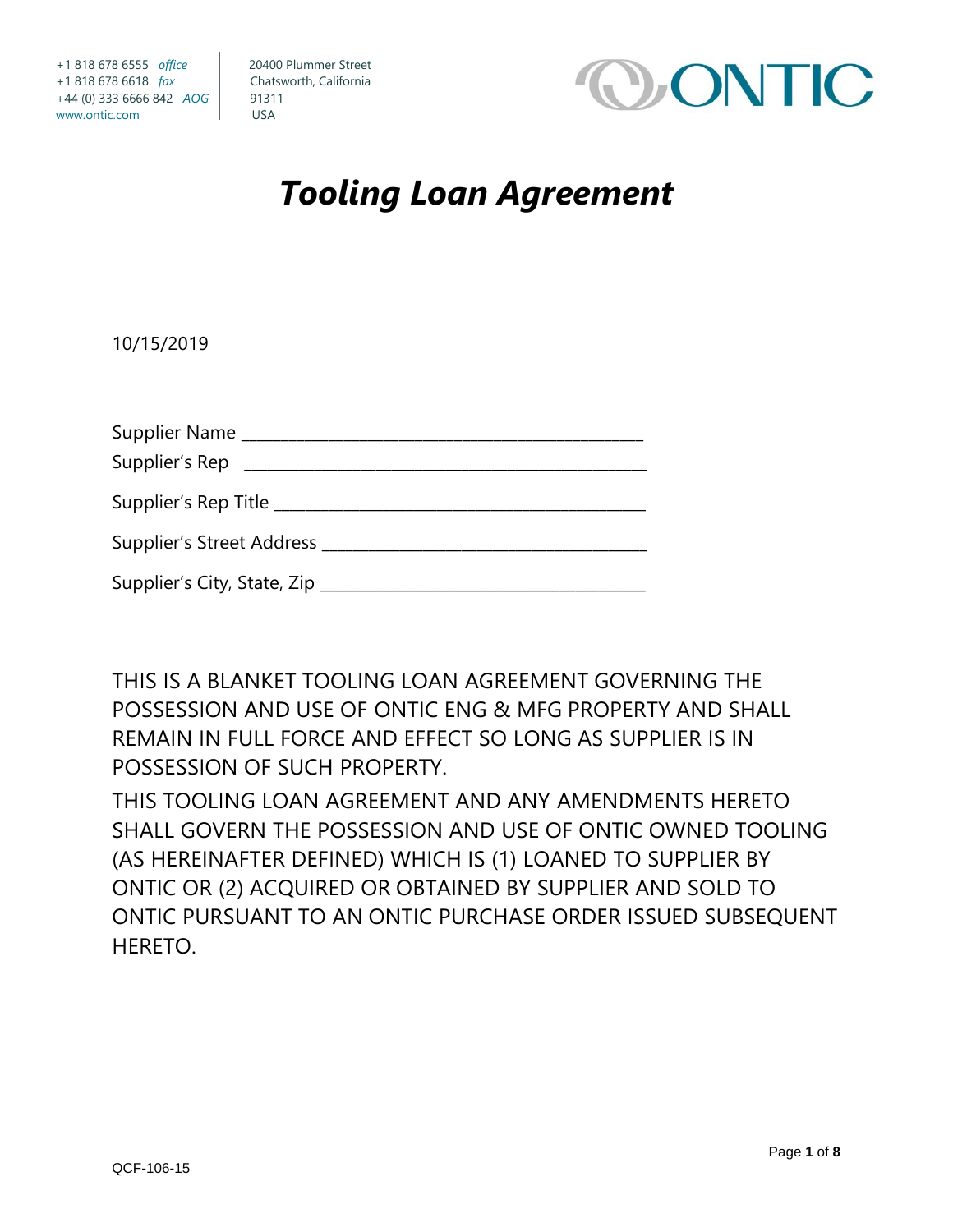+1 818 678 6555 *office*
+1 818 678 6618 *fax*
+44 (0) 333 6666 842 *AOG*
www.ontic.com

20400 Plummer Street
Chatsworth, California
91311
USA

ONTIC

# *Tooling Loan Agreement*

---

10/15/2019

Supplier Name ______________________________________________

Supplier's Rep ______________________________________________

Supplier's Rep Title __________________________________________

Supplier's Street Address ______________________________________

Supplier's City, State, Zip ______________________________________

THIS IS A BLANKET TOOLING LOAN AGREEMENT GOVERNING THE POSSESSION AND USE OF ONTIC ENG & MFG PROPERTY AND SHALL REMAIN IN FULL FORCE AND EFFECT SO LONG AS SUPPLIER IS IN POSSESSION OF SUCH PROPERTY.

THIS TOOLING LOAN AGREEMENT AND ANY AMENDMENTS HERETO SHALL GOVERN THE POSSESSION AND USE OF ONTIC OWNED TOOLING (AS HEREINAFTER DEFINED) WHICH IS (1) LOANED TO SUPPLIER BY ONTIC OR (2) ACQUIRED OR OBTAINED BY SUPPLIER AND SOLD TO ONTIC PURSUANT TO AN ONTIC PURCHASE ORDER ISSUED SUBSEQUENT HERETO.

QCF-106-15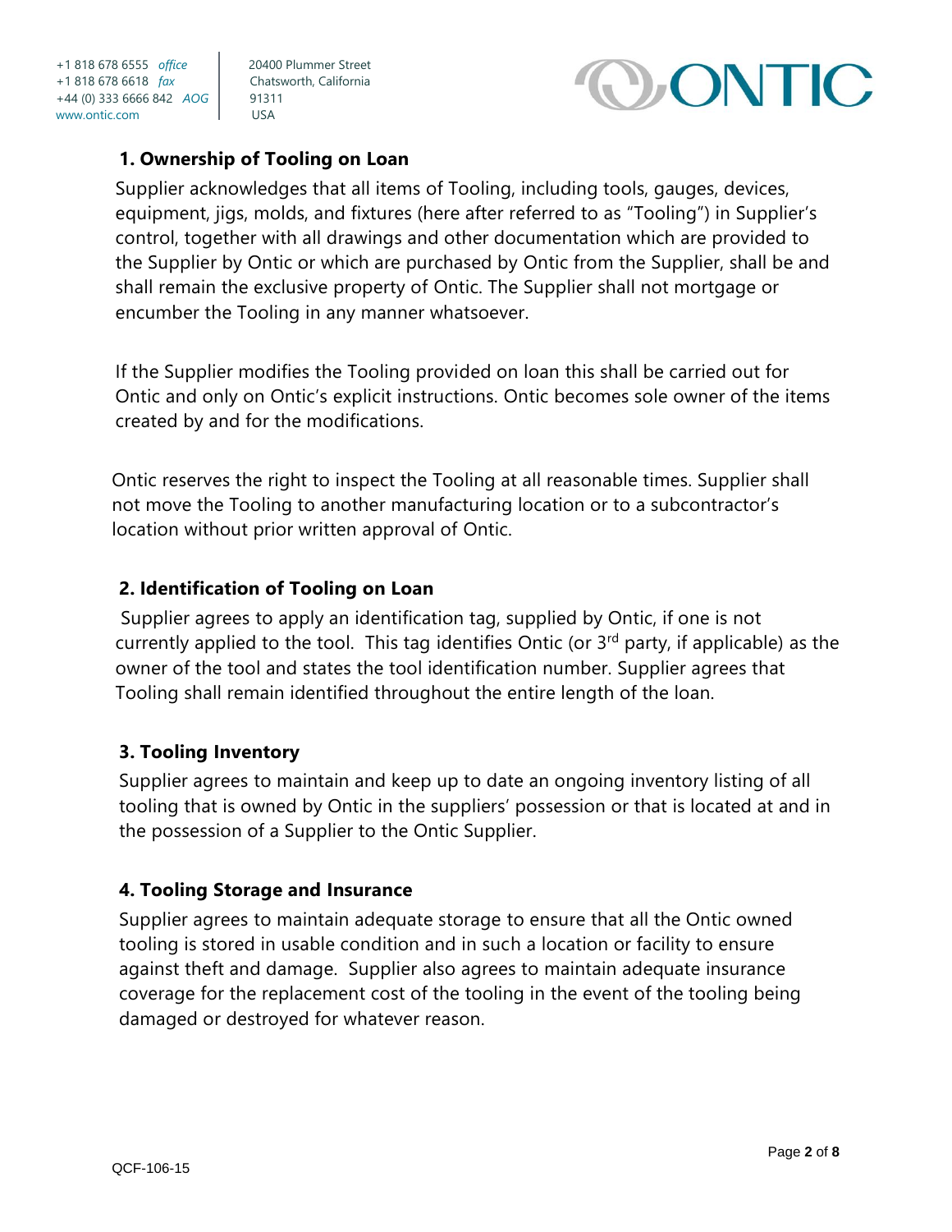## 1. Ownership of Tooling on Loan

Supplier acknowledges that all items of Tooling, including tools, gauges, devices, equipment, jigs, molds, and fixtures (here after referred to as "Tooling") in Supplier's control, together with all drawings and other documentation which are provided to the Supplier by Ontic or which are purchased by Ontic from the Supplier, shall be and shall remain the exclusive property of Ontic. The Supplier shall not mortgage or encumber the Tooling in any manner whatsoever.

If the Supplier modifies the Tooling provided on loan this shall be carried out for Ontic and only on Ontic's explicit instructions. Ontic becomes sole owner of the items created by and for the modifications.

Ontic reserves the right to inspect the Tooling at all reasonable times. Supplier shall not move the Tooling to another manufacturing location or to a subcontractor's location without prior written approval of Ontic.

## 2. Identification of Tooling on Loan

Supplier agrees to apply an identification tag, supplied by Ontic, if one is not currently applied to the tool. This tag identifies Ontic (or 3rd party, if applicable) as the owner of the tool and states the tool identification number. Supplier agrees that Tooling shall remain identified throughout the entire length of the loan.

## 3. Tooling Inventory

Supplier agrees to maintain and keep up to date an ongoing inventory listing of all tooling that is owned by Ontic in the suppliers' possession or that is located at and in the possession of a Supplier to the Ontic Supplier.

## 4. Tooling Storage and Insurance

Supplier agrees to maintain adequate storage to ensure that all the Ontic owned tooling is stored in usable condition and in such a location or facility to ensure against theft and damage. Supplier also agrees to maintain adequate insurance coverage for the replacement cost of the tooling in the event of the tooling being damaged or destroyed for whatever reason.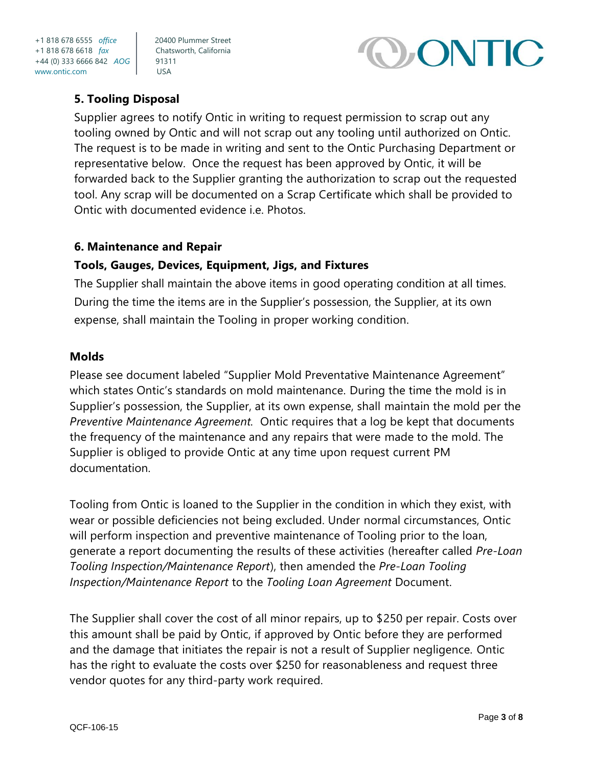## 5. Tooling Disposal

Supplier agrees to notify Ontic in writing to request permission to scrap out any tooling owned by Ontic and will not scrap out any tooling until authorized on Ontic. The request is to be made in writing and sent to the Ontic Purchasing Department or representative below. Once the request has been approved by Ontic, it will be forwarded back to the Supplier granting the authorization to scrap out the requested tool. Any scrap will be documented on a Scrap Certificate which shall be provided to Ontic with documented evidence i.e. Photos.

## 6. Maintenance and Repair

### Tools, Gauges, Devices, Equipment, Jigs, and Fixtures

The Supplier shall maintain the above items in good operating condition at all times. During the time the items are in the Supplier's possession, the Supplier, at its own expense, shall maintain the Tooling in proper working condition.

### Molds

Please see document labeled "Supplier Mold Preventative Maintenance Agreement" which states Ontic's standards on mold maintenance. During the time the mold is in Supplier's possession, the Supplier, at its own expense, shall maintain the mold per the *Preventive Maintenance Agreement*. Ontic requires that a log be kept that documents the frequency of the maintenance and any repairs that were made to the mold. The Supplier is obliged to provide Ontic at any time upon request current PM documentation.

Tooling from Ontic is loaned to the Supplier in the condition in which they exist, with wear or possible deficiencies not being excluded. Under normal circumstances, Ontic will perform inspection and preventive maintenance of Tooling prior to the loan, generate a report documenting the results of these activities (hereafter called *Pre-Loan Tooling Inspection/Maintenance Report*), then amended the *Pre-Loan Tooling Inspection/Maintenance Report* to the *Tooling Loan Agreement* Document.

The Supplier shall cover the cost of all minor repairs, up to $250 per repair. Costs over this amount shall be paid by Ontic, if approved by Ontic before they are performed and the damage that initiates the repair is not a result of Supplier negligence. Ontic has the right to evaluate the costs over $250 for reasonableness and request three vendor quotes for any third-party work required.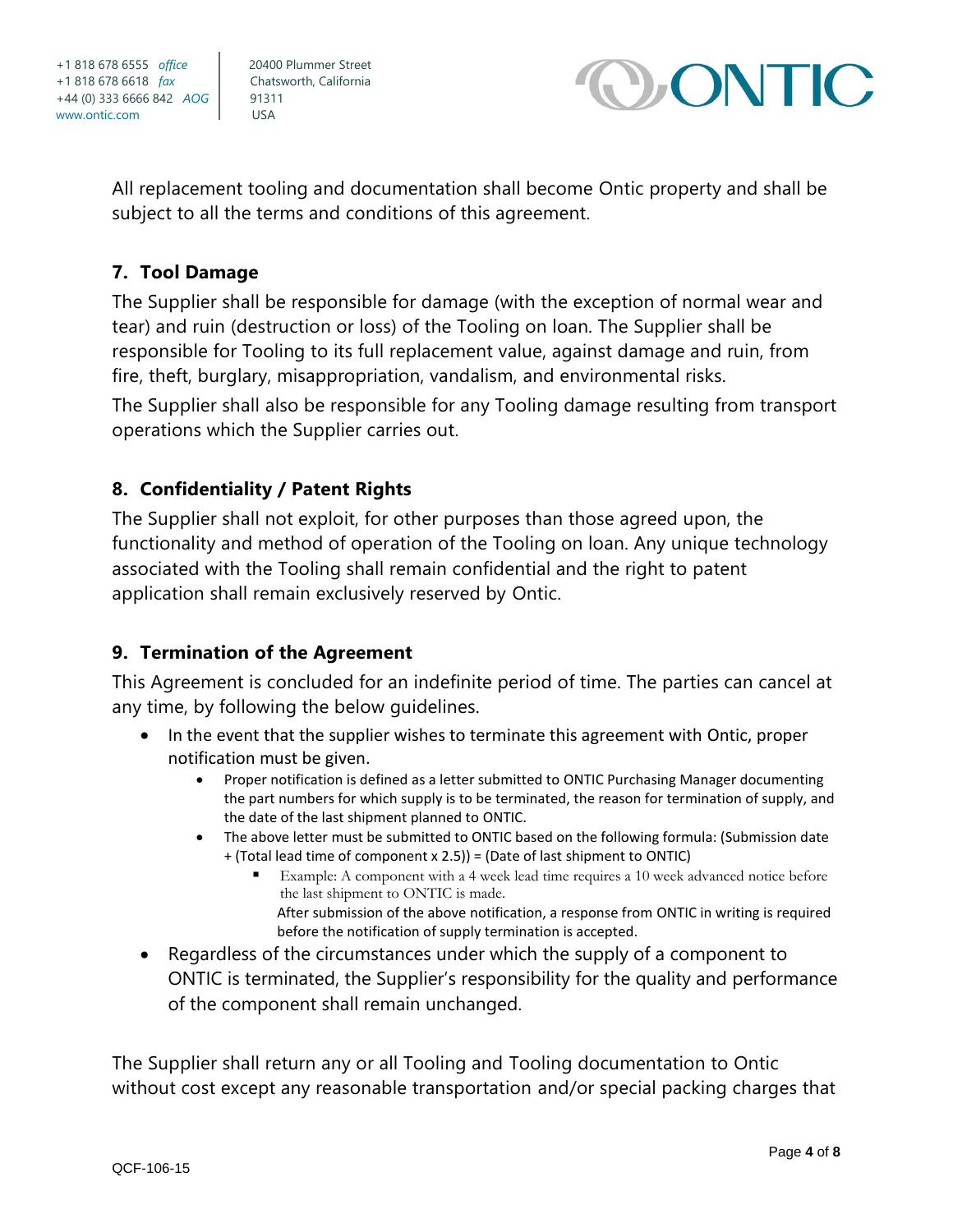All replacement tooling and documentation shall become Ontic property and shall be subject to all the terms and conditions of this agreement.

## 7. Tool Damage

The Supplier shall be responsible for damage (with the exception of normal wear and tear) and ruin (destruction or loss) of the Tooling on loan. The Supplier shall be responsible for Tooling to its full replacement value, against damage and ruin, from fire, theft, burglary, misappropriation, vandalism, and environmental risks.

The Supplier shall also be responsible for any Tooling damage resulting from transport operations which the Supplier carries out.

## 8. Confidentiality / Patent Rights

The Supplier shall not exploit, for other purposes than those agreed upon, the functionality and method of operation of the Tooling on loan. Any unique technology associated with the Tooling shall remain confidential and the right to patent application shall remain exclusively reserved by Ontic.

## 9. Termination of the Agreement

This Agreement is concluded for an indefinite period of time. The parties can cancel at any time, by following the below guidelines.

- In the event that the supplier wishes to terminate this agreement with Ontic, proper notification must be given.
  - Proper notification is defined as a letter submitted to ONTIC Purchasing Manager documenting the part numbers for which supply is to be terminated, the reason for termination of supply, and the date of the last shipment planned to ONTIC.
  - The above letter must be submitted to ONTIC based on the following formula: (Submission date + (Total lead time of component x 2.5)) = (Date of last shipment to ONTIC)
    - Example: A component with a 4 week lead time requires a 10 week advanced notice before the last shipment to ONTIC is made.

    After submission of the above notification, a response from ONTIC in writing is required before the notification of supply termination is accepted.
- Regardless of the circumstances under which the supply of a component to ONTIC is terminated, the Supplier's responsibility for the quality and performance of the component shall remain unchanged.

The Supplier shall return any or all Tooling and Tooling documentation to Ontic without cost except any reasonable transportation and/or special packing charges that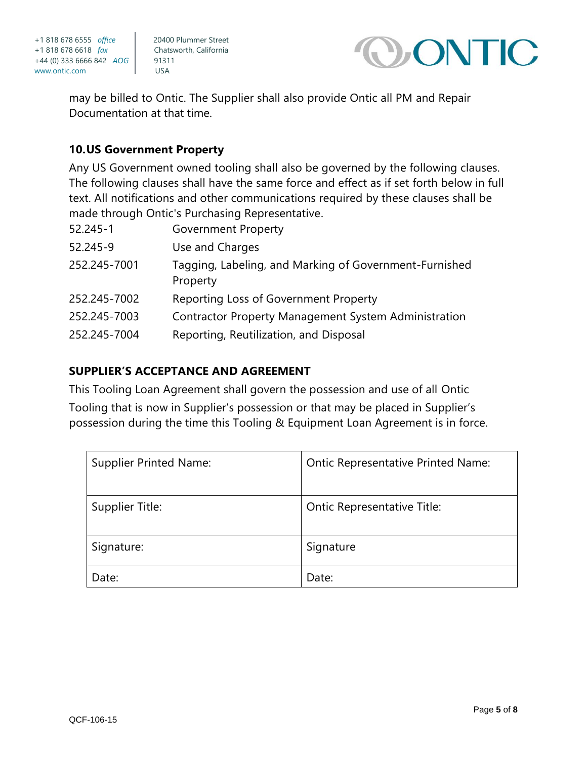may be billed to Ontic. The Supplier shall also provide Ontic all PM and Repair Documentation at that time.

## 10. US Government Property

Any US Government owned tooling shall also be governed by the following clauses. The following clauses shall have the same force and effect as if set forth below in full text. All notifications and other communications required by these clauses shall be made through Ontic's Purchasing Representative.

| | |
|---|---|
| 52.245-1 | Government Property |
| 52.245-9 | Use and Charges |
| 252.245-7001 | Tagging, Labeling, and Marking of Government-Furnished Property |
| 252.245-7002 | Reporting Loss of Government Property |
| 252.245-7003 | Contractor Property Management System Administration |
| 252.245-7004 | Reporting, Reutilization, and Disposal |

## SUPPLIER'S ACCEPTANCE AND AGREEMENT

This Tooling Loan Agreement shall govern the possession and use of all Ontic Tooling that is now in Supplier's possession or that may be placed in Supplier's possession during the time this Tooling & Equipment Loan Agreement is in force.

| | |
|---|---|
| Supplier Printed Name: | Ontic Representative Printed Name: |
| Supplier Title: | Ontic Representative Title: |
| Signature: | Signature |
| Date: | Date: |

QCF-106-15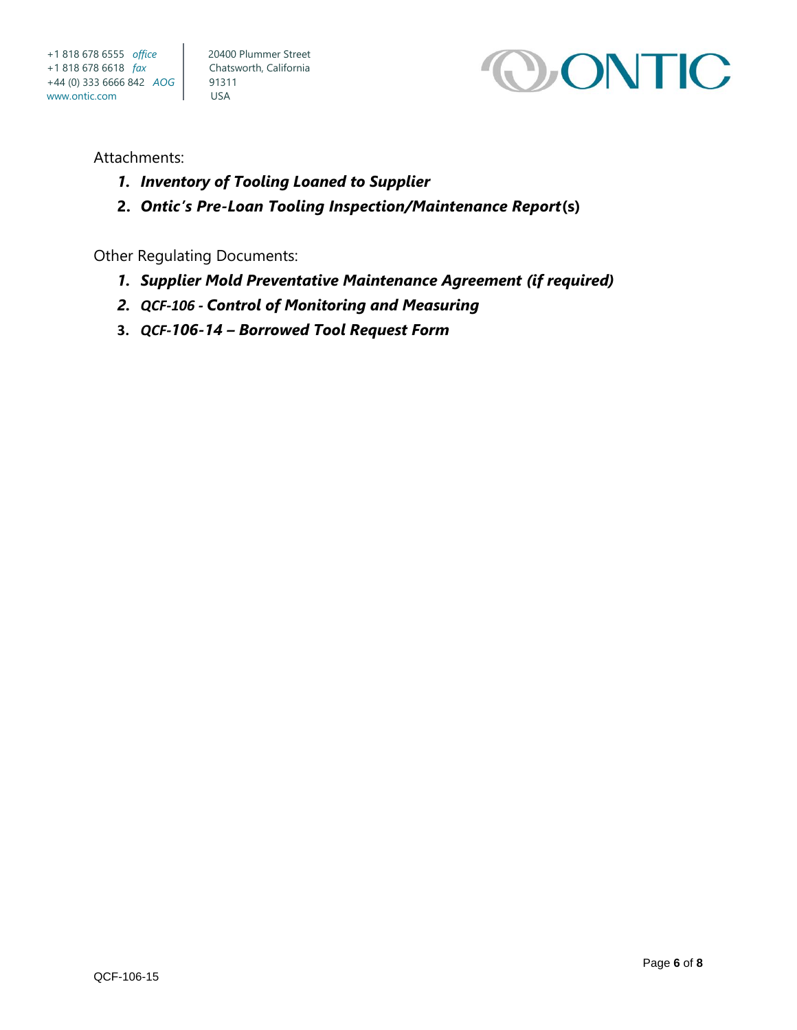Attachments:

1. ***Inventory of Tooling Loaned to Supplier***
2. ***Ontic's Pre-Loan Tooling Inspection/Maintenance Report*****(s)**

Other Regulating Documents:

1. ***Supplier Mold Preventative Maintenance Agreement (if required)***
2. ***QCF-106 - Control of Monitoring and Measuring***
3. ***QCF-106-14 – Borrowed Tool Request Form***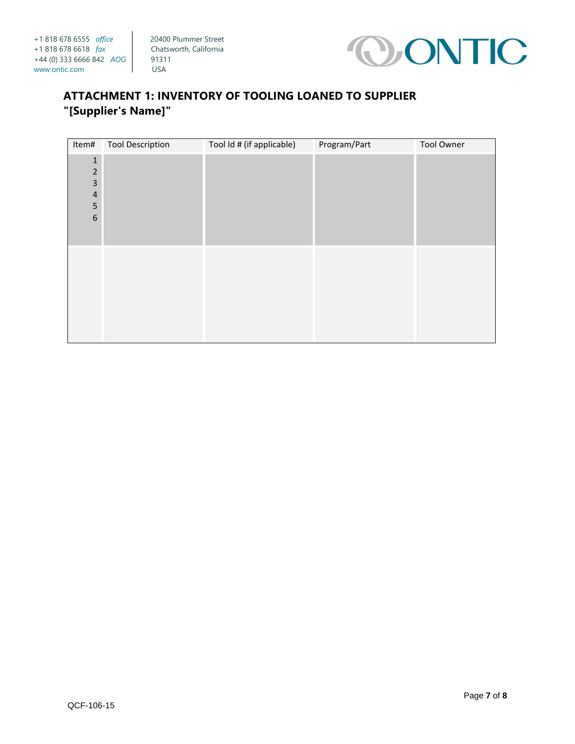+1 818 678 6555 *office*
+1 818 678 6618 *fax*
+44 (0) 333 6666 842 *AOG*
www.ontic.com

20400 Plummer Street
Chatsworth, California
91311
USA

## ATTACHMENT 1: INVENTORY OF TOOLING LOANED TO SUPPLIER "[Supplier's Name]"

| Item# | Tool Description | Tool Id # (if applicable) | Program/Part | Tool Owner |
|---|---|---|---|---|
| 1 | | | | |
| 2 | | | | |
| 3 | | | | |
| 4 | | | | |
| 5 | | | | |
| 6 | | | | |
| | | | | |

QCF-106-15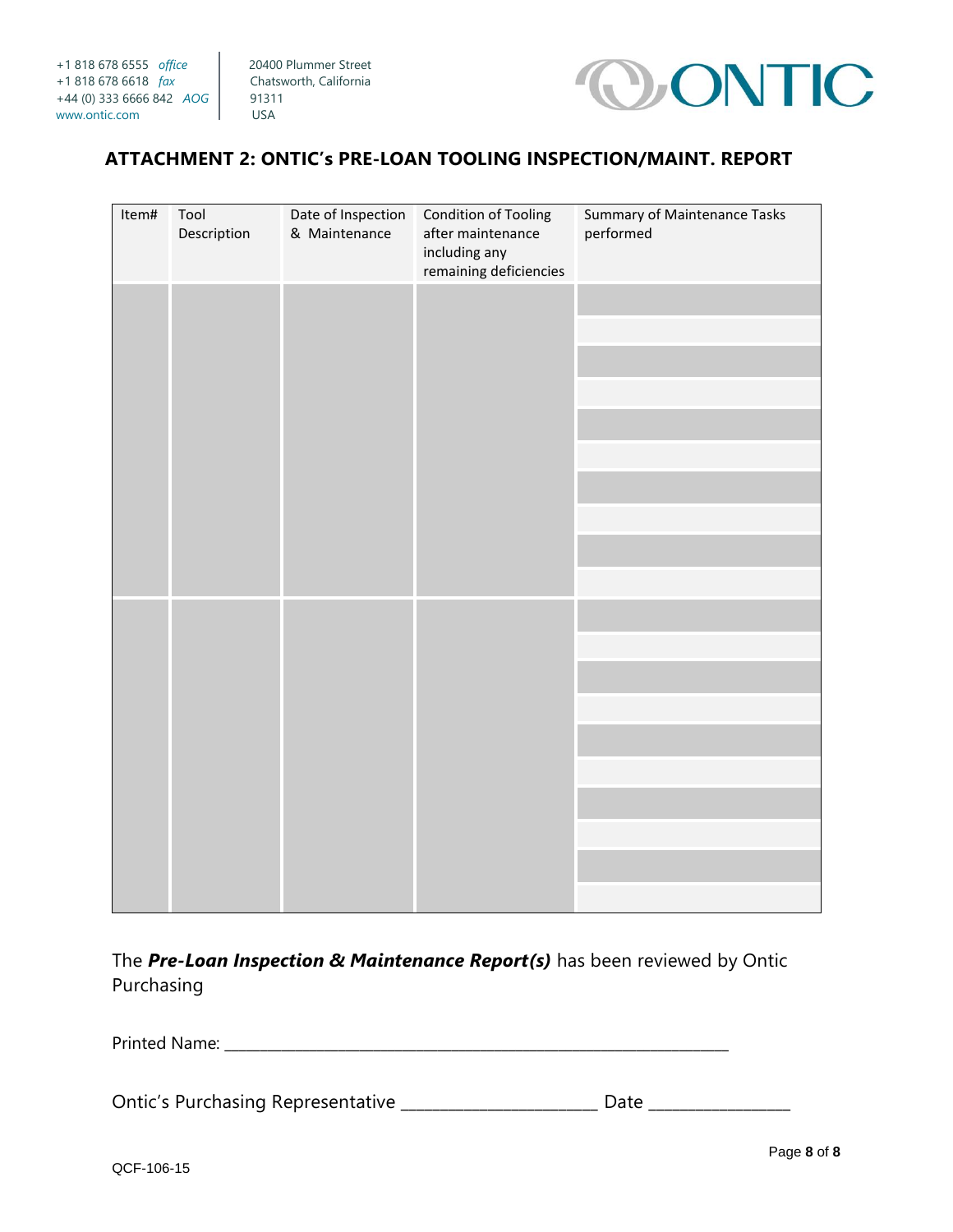## ATTACHMENT 2: ONTIC's PRE-LOAN TOOLING INSPECTION/MAINT. REPORT

| Item# | Tool Description | Date of Inspection & Maintenance | Condition of Tooling after maintenance including any remaining deficiencies | Summary of Maintenance Tasks performed |
|---|---|---|---|---|
| | | | | |
| | | | | |

The ***Pre-Loan Inspection & Maintenance Report(s)*** has been reviewed by Ontic Purchasing

Printed Name: ___________________________________________________________

Ontic's Purchasing Representative ______________________ Date _______________

QCF-106-15